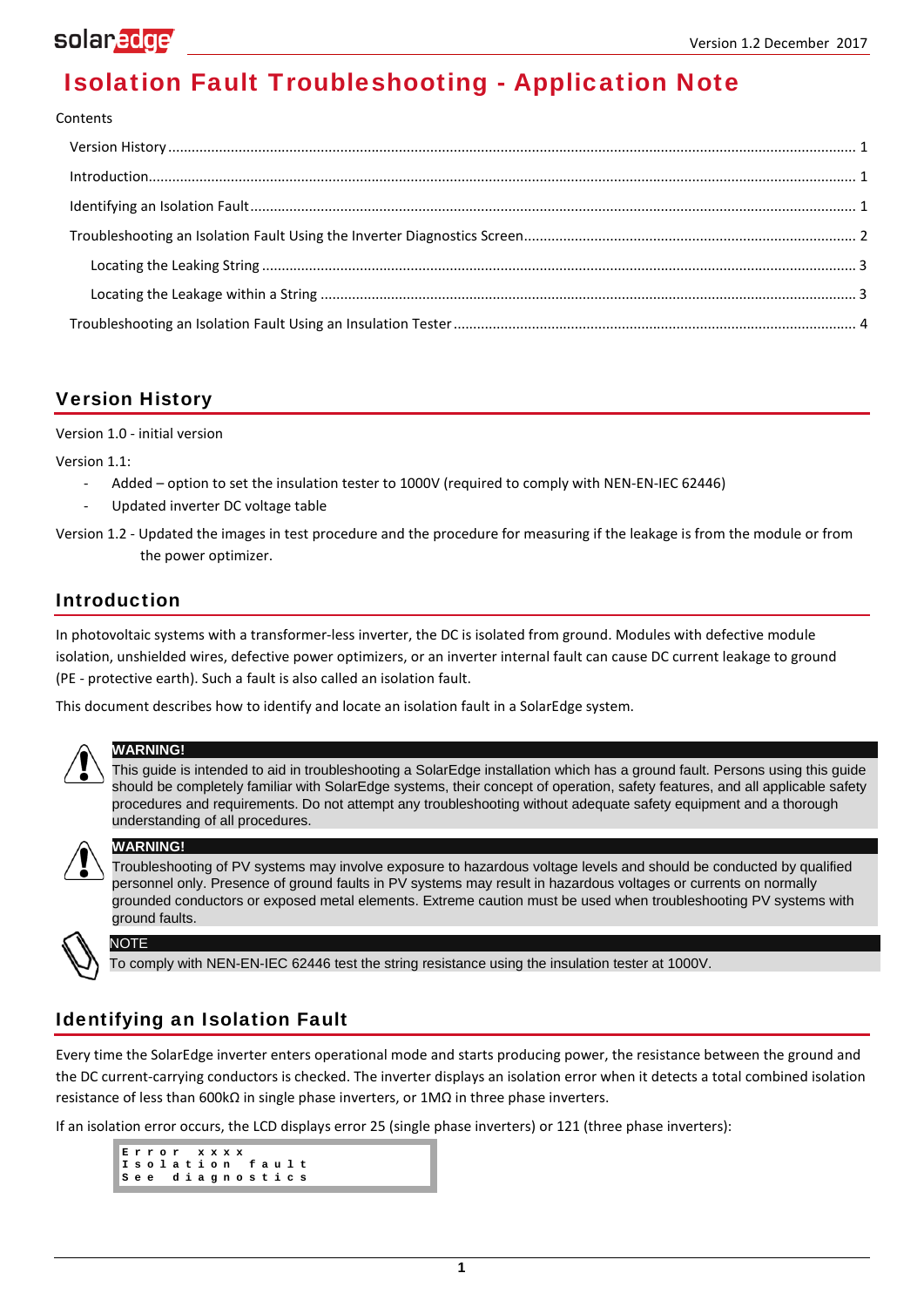# Isolation Fault Troubleshooting - Application Note

Contents

- Version History ..... 1
- Introduction ..... 1
- Identifying an Isolation Fault ..... 1
- Troubleshooting an Isolation Fault Using the Inverter Diagnostics Screen ..... 2
  - Locating the Leaking String ..... 3
  - Locating the Leakage within a String ..... 3
- Troubleshooting an Isolation Fault Using an Insulation Tester ..... 4

## Version History

Version 1.0 - initial version

Version 1.1:

- Added – option to set the insulation tester to 1000V (required to comply with NEN-EN-IEC 62446)
- Updated inverter DC voltage table

Version 1.2 - Updated the images in test procedure and the procedure for measuring if the leakage is from the module or from the power optimizer.

## Introduction

In photovoltaic systems with a transformer-less inverter, the DC is isolated from ground. Modules with defective module isolation, unshielded wires, defective power optimizers, or an inverter internal fault can cause DC current leakage to ground (PE - protective earth). Such a fault is also called an isolation fault.

This document describes how to identify and locate an isolation fault in a SolarEdge system.

**WARNING!**

This guide is intended to aid in troubleshooting a SolarEdge installation which has a ground fault. Persons using this guide should be completely familiar with SolarEdge systems, their concept of operation, safety features, and all applicable safety procedures and requirements. Do not attempt any troubleshooting without adequate safety equipment and a thorough understanding of all procedures.

**WARNING!**

Troubleshooting of PV systems may involve exposure to hazardous voltage levels and should be conducted by qualified personnel only. Presence of ground faults in PV systems may result in hazardous voltages or currents on normally grounded conductors or exposed metal elements. Extreme caution must be used when troubleshooting PV systems with ground faults.

**NOTE**

To comply with NEN-EN-IEC 62446 test the string resistance using the insulation tester at 1000V.

## Identifying an Isolation Fault

Every time the SolarEdge inverter enters operational mode and starts producing power, the resistance between the ground and the DC current-carrying conductors is checked. The inverter displays an isolation error when it detects a total combined isolation resistance of less than 600kΩ in single phase inverters, or 1MΩ in three phase inverters.

If an isolation error occurs, the LCD displays error 25 (single phase inverters) or 121 (three phase inverters):

```
Error xxxx
Isolation fault
See diagnostics
```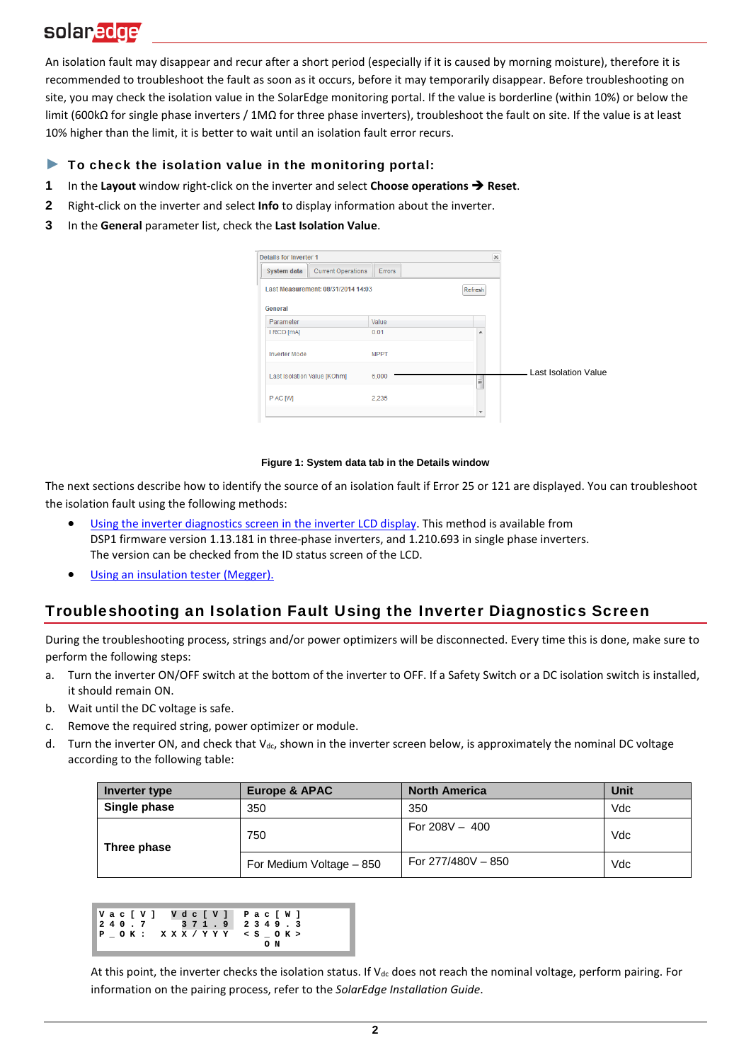An isolation fault may disappear and recur after a short period (especially if it is caused by morning moisture), therefore it is recommended to troubleshoot the fault as soon as it occurs, before it may temporarily disappear. Before troubleshooting on site, you may check the isolation value in the SolarEdge monitoring portal. If the value is borderline (within 10%) or below the limit (600kΩ for single phase inverters / 1MΩ for three phase inverters), troubleshoot the fault on site. If the value is at least 10% higher than the limit, it is better to wait until an isolation fault error recurs.

### ► To check the isolation value in the monitoring portal:

1. In the **Layout** window right-click on the inverter and select **Choose operations → Reset**.
2. Right-click on the inverter and select **Info** to display information about the inverter.
3. In the **General** parameter list, check the **Last Isolation Value**.

**Figure 1: System data tab in the Details window**

The next sections describe how to identify the source of an isolation fault if Error 25 or 121 are displayed. You can troubleshoot the isolation fault using the following methods:

- Using the inverter diagnostics screen in the inverter LCD display. This method is available from DSP1 firmware version 1.13.181 in three-phase inverters, and 1.210.693 in single phase inverters. The version can be checked from the ID status screen of the LCD.
- Using an insulation tester (Megger).

## Troubleshooting an Isolation Fault Using the Inverter Diagnostics Screen

During the troubleshooting process, strings and/or power optimizers will be disconnected. Every time this is done, make sure to perform the following steps:

a. Turn the inverter ON/OFF switch at the bottom of the inverter to OFF. If a Safety Switch or a DC isolation switch is installed, it should remain ON.
b. Wait until the DC voltage is safe.
c. Remove the required string, power optimizer or module.
d. Turn the inverter ON, and check that $V_{dc}$, shown in the inverter screen below, is approximately the nominal DC voltage according to the following table:

| Inverter type | Europe & APAC | North America | Unit |
|---|---|---|---|
| Single phase | 350 | 350 | Vdc |
| Three phase | 750 | For 208V – 400 | Vdc |
| | For Medium Voltage – 850 | For 277/480V – 850 | Vdc |

```
Vac[V]  Vdc[V]  Pac[W]
240.7    371.9  2349.3
P_OK:  XXX/YYY  <S_OK>
                   ON
```

At this point, the inverter checks the isolation status. If $V_{dc}$ does not reach the nominal voltage, perform pairing. For information on the pairing process, refer to the *SolarEdge Installation Guide*.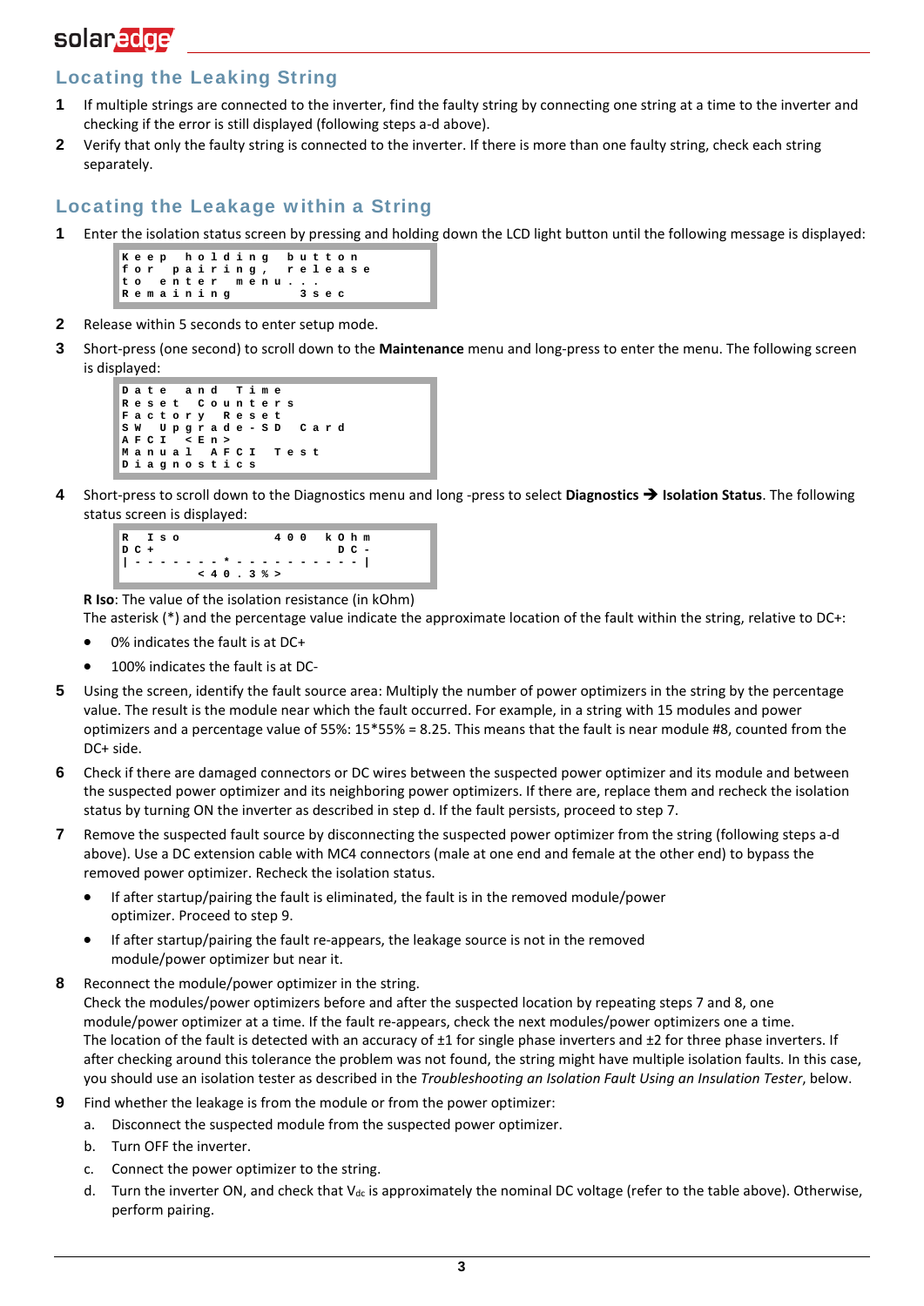## Locating the Leaking String

1. If multiple strings are connected to the inverter, find the faulty string by connecting one string at a time to the inverter and checking if the error is still displayed (following steps a-d above).
2. Verify that only the faulty string is connected to the inverter. If there is more than one faulty string, check each string separately.

## Locating the Leakage within a String

1. Enter the isolation status screen by pressing and holding down the LCD light button until the following message is displayed:

```
Keep holding button
for pairing, release
to enter menu...
Remaining        3sec
```

2. Release within 5 seconds to enter setup mode.
3. Short-press (one second) to scroll down to the **Maintenance** menu and long-press to enter the menu. The following screen is displayed:

```
Date and Time
Reset Counters
Factory Reset
SW Upgrade-SD Card
AFCI <En>
Manual AFCI Test
Diagnostics
```

4. Short-press to scroll down to the Diagnostics menu and long -press to select **Diagnostics ➔ Isolation Status**. The following status screen is displayed:

```
R Iso           400 kOhm
DC+                  DC-
|-------*-----------|
        <40.3%>
```

**R Iso**: The value of the isolation resistance (in kOhm)

The asterisk (*) and the percentage value indicate the approximate location of the fault within the string, relative to DC+:

- 0% indicates the fault is at DC+
- 100% indicates the fault is at DC-

5. Using the screen, identify the fault source area: Multiply the number of power optimizers in the string by the percentage value. The result is the module near which the fault occurred. For example, in a string with 15 modules and power optimizers and a percentage value of 55%: 15*55% = 8.25. This means that the fault is near module #8, counted from the DC+ side.
6. Check if there are damaged connectors or DC wires between the suspected power optimizer and its module and between the suspected power optimizer and its neighboring power optimizers. If there are, replace them and recheck the isolation status by turning ON the inverter as described in step d. If the fault persists, proceed to step 7.
7. Remove the suspected fault source by disconnecting the suspected power optimizer from the string (following steps a-d above). Use a DC extension cable with MC4 connectors (male at one end and female at the other end) to bypass the removed power optimizer. Recheck the isolation status.
   - If after startup/pairing the fault is eliminated, the fault is in the removed module/power optimizer. Proceed to step 9.
   - If after startup/pairing the fault re-appears, the leakage source is not in the removed module/power optimizer but near it.
8. Reconnect the module/power optimizer in the string.
   Check the modules/power optimizers before and after the suspected location by repeating steps 7 and 8, one module/power optimizer at a time. If the fault re-appears, check the next modules/power optimizers one a time.
   The location of the fault is detected with an accuracy of ±1 for single phase inverters and ±2 for three phase inverters. If after checking around this tolerance the problem was not found, the string might have multiple isolation faults. In this case, you should use an isolation tester as described in the *Troubleshooting an Isolation Fault Using an Insulation Tester*, below.
9. Find whether the leakage is from the module or from the power optimizer:
   a. Disconnect the suspected module from the suspected power optimizer.
   b. Turn OFF the inverter.
   c. Connect the power optimizer to the string.
   d. Turn the inverter ON, and check that $V_{dc}$ is approximately the nominal DC voltage (refer to the table above). Otherwise, perform pairing.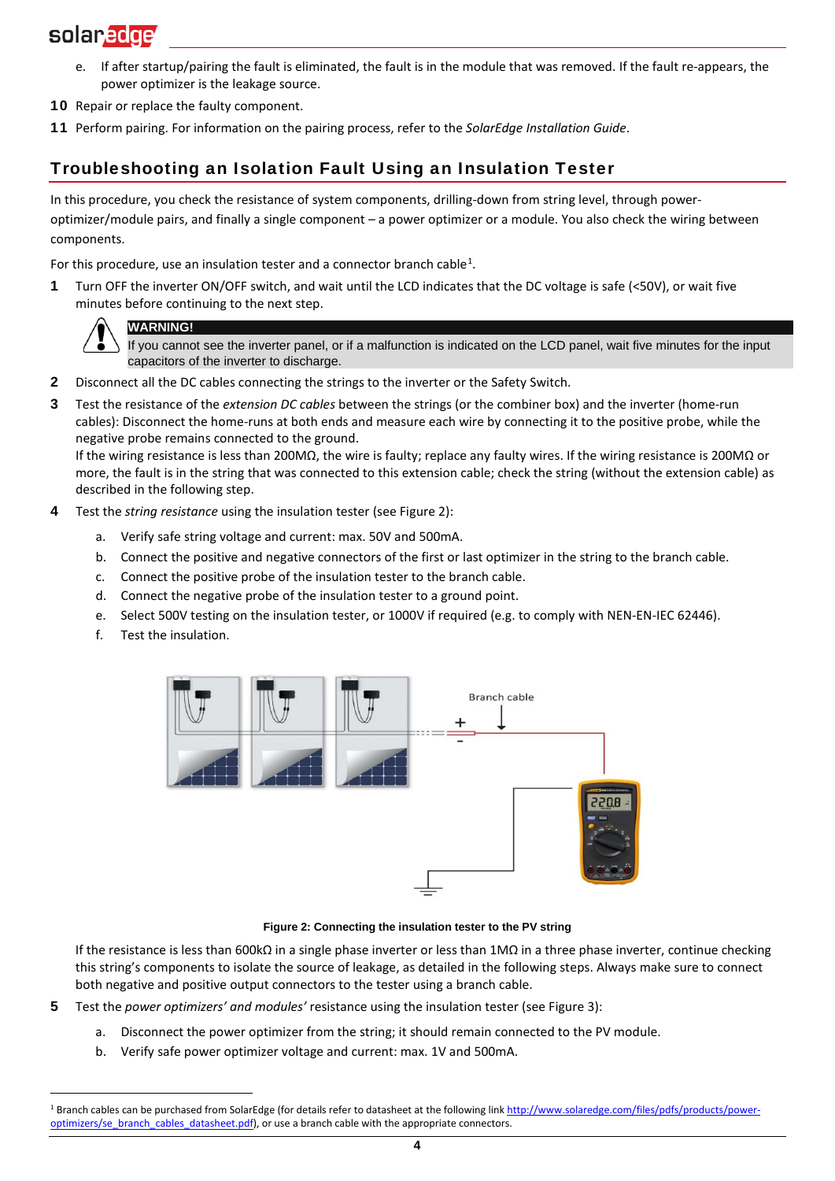e. If after startup/pairing the fault is eliminated, the fault is in the module that was removed. If the fault re-appears, the power optimizer is the leakage source.

10 Repair or replace the faulty component.

11 Perform pairing. For information on the pairing process, refer to the *SolarEdge Installation Guide*.

## Troubleshooting an Isolation Fault Using an Insulation Tester

In this procedure, you check the resistance of system components, drilling-down from string level, through power-optimizer/module pairs, and finally a single component – a power optimizer or a module. You also check the wiring between components.

For this procedure, use an insulation tester and a connector branch cable[1].

1 Turn OFF the inverter ON/OFF switch, and wait until the LCD indicates that the DC voltage is safe (<50V), or wait five minutes before continuing to the next step.

**WARNING!**
If you cannot see the inverter panel, or if a malfunction is indicated on the LCD panel, wait five minutes for the input capacitors of the inverter to discharge.

2 Disconnect all the DC cables connecting the strings to the inverter or the Safety Switch.

3 Test the resistance of the *extension DC cables* between the strings (or the combiner box) and the inverter (home-run cables): Disconnect the home-runs at both ends and measure each wire by connecting it to the positive probe, while the negative probe remains connected to the ground.
If the wiring resistance is less than 200MΩ, the wire is faulty; replace any faulty wires. If the wiring resistance is 200MΩ or more, the fault is in the string that was connected to this extension cable; check the string (without the extension cable) as described in the following step.

4 Test the *string resistance* using the insulation tester (see Figure 2):

   a. Verify safe string voltage and current: max. 50V and 500mA.
   b. Connect the positive and negative connectors of the first or last optimizer in the string to the branch cable.
   c. Connect the positive probe of the insulation tester to the branch cable.
   d. Connect the negative probe of the insulation tester to a ground point.
   e. Select 500V testing on the insulation tester, or 1000V if required (e.g. to comply with NEN-EN-IEC 62446).
   f. Test the insulation.

**Figure 2: Connecting the insulation tester to the PV string**

If the resistance is less than 600kΩ in a single phase inverter or less than 1MΩ in a three phase inverter, continue checking this string's components to isolate the source of leakage, as detailed in the following steps. Always make sure to connect both negative and positive output connectors to the tester using a branch cable.

5 Test the *power optimizers' and modules'* resistance using the insulation tester (see Figure 3):

   a. Disconnect the power optimizer from the string; it should remain connected to the PV module.
   b. Verify safe power optimizer voltage and current: max. 1V and 500mA.

[1] Branch cables can be purchased from SolarEdge (for details refer to datasheet at the following link http://www.solaredge.com/files/pdfs/products/power-optimizers/se_branch_cables_datasheet.pdf), or use a branch cable with the appropriate connectors.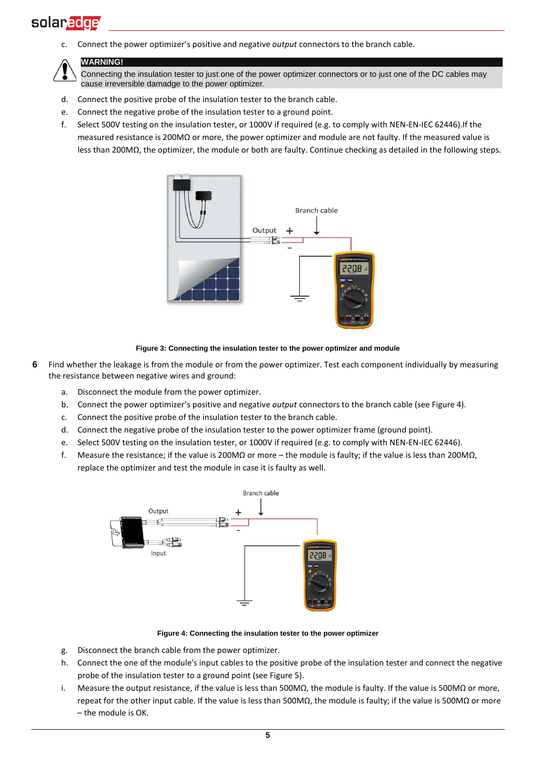c. Connect the power optimizer's positive and negative *output* connectors to the branch cable.

> **WARNING!**
> Connecting the insulation tester to just one of the power optimizer connectors or to just one of the DC cables may cause irreversible damadge to the power optimizer.

d. Connect the positive probe of the insulation tester to the branch cable.
e. Connect the negative probe of the insulation tester to a ground point.
f. Select 500V testing on the insulation tester, or 1000V if required (e.g. to comply with NEN-EN-IEC 62446).If the measured resistance is 200MΩ or more, the power optimizer and module are not faulty. If the measured value is less than 200MΩ, the optimizer, the module or both are faulty. Continue checking as detailed in the following steps.

**Figure 3: Connecting the insulation tester to the power optimizer and module**

**6** Find whether the leakage is from the module or from the power optimizer. Test each component individually by measuring the resistance between negative wires and ground:

a. Disconnect the module from the power optimizer.
b. Connect the power optimizer's positive and negative *output* connectors to the branch cable (see Figure 4).
c. Connect the positive probe of the insulation tester to the branch cable.
d. Connect the negative probe of the insulation tester to the power optimizer frame (ground point).
e. Select 500V testing on the insulation tester, or 1000V if required (e.g. to comply with NEN-EN-IEC 62446).
f. Measure the resistance; if the value is 200MΩ or more – the module is faulty; if the value is less than 200MΩ, replace the optimizer and test the module in case it is faulty as well.

**Figure 4: Connecting the insulation tester to the power optimizer**

g. Disconnect the branch cable from the power optimizer.
h. Connect the one of the module's input cables to the positive probe of the insulation tester and connect the negative probe of the insulation tester to a ground point (see Figure 5).
i. Measure the output resistance, if the value is less than 500MΩ, the module is faulty. If the value is 500MΩ or more, repeat for the other input cable. If the value is less than 500MΩ, the module is faulty; if the value is 500MΩ or more – the module is OK.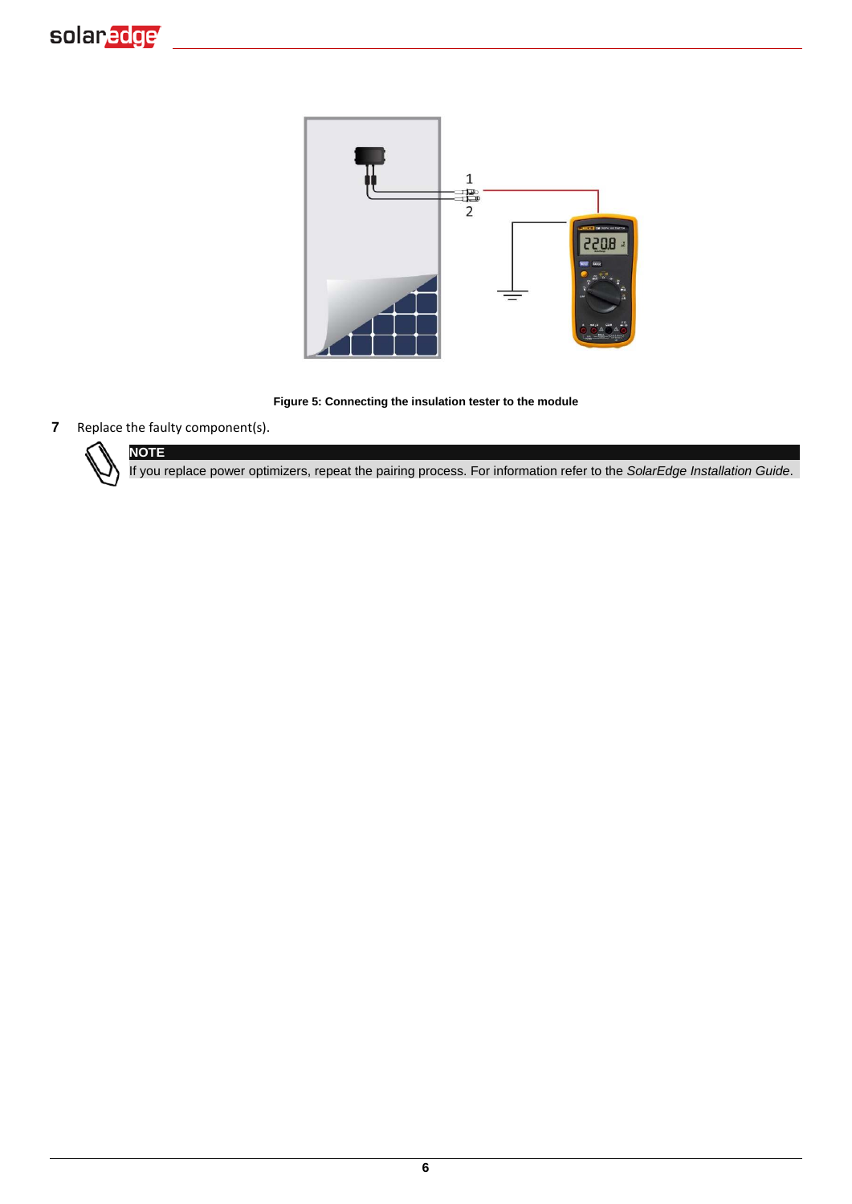1

2

Figure 5: Connecting the insulation tester to the module

7 Replace the faulty component(s).

**NOTE**

If you replace power optimizers, repeat the pairing process. For information refer to the *SolarEdge Installation Guide*.